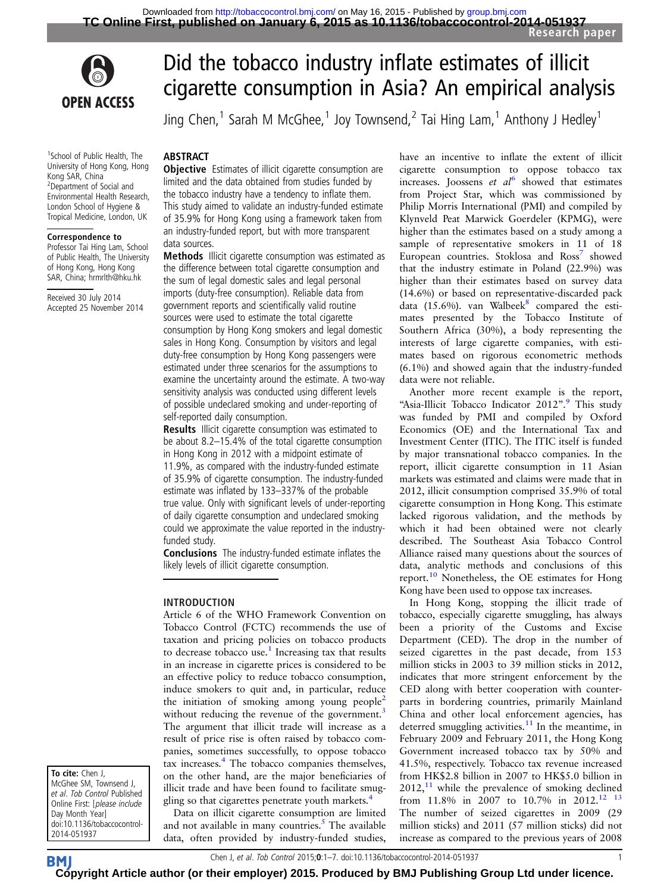# Did the tobacco industry inflate estimates of illicit cigarette consumption in Asia? An empirical analysis

Jing Chen,[1] Sarah M McGhee,[1] Joy Townsend,[2] Tai Hing Lam,[1] Anthony J Hedley[1]

[1]School of Public Health, The University of Hong Kong, Hong Kong SAR, China
[2]Department of Social and Environmental Health Research, London School of Hygiene & Tropical Medicine, London, UK

**Correspondence to**
Professor Tai Hing Lam, School of Public Health, The University of Hong Kong, Hong Kong SAR, China; hrmrlth@hku.hk

Received 30 July 2014
Accepted 25 November 2014

**To cite:** Chen J, McGhee SM, Townsend J, *et al. Tob Control* Published Online First: [please include Day Month Year] doi:10.1136/tobaccocontrol-2014-051937

## ABSTRACT

**Objective** Estimates of illicit cigarette consumption are limited and the data obtained from studies funded by the tobacco industry have a tendency to inflate them. This study aimed to validate an industry-funded estimate of 35.9% for Hong Kong using a framework taken from an industry-funded report, but with more transparent data sources.

**Methods** Illicit cigarette consumption was estimated as the difference between total cigarette consumption and the sum of legal domestic sales and legal personal imports (duty-free consumption). Reliable data from government reports and scientifically valid routine sources were used to estimate the total cigarette consumption by Hong Kong smokers and legal domestic sales in Hong Kong. Consumption by visitors and legal duty-free consumption by Hong Kong passengers were estimated under three scenarios for the assumptions to examine the uncertainty around the estimate. A two-way sensitivity analysis was conducted using different levels of possible undeclared smoking and under-reporting of self-reported daily consumption.

**Results** Illicit cigarette consumption was estimated to be about 8.2–15.4% of the total cigarette consumption in Hong Kong in 2012 with a midpoint estimate of 11.9%, as compared with the industry-funded estimate of 35.9% of cigarette consumption. The industry-funded estimate was inflated by 133–337% of the probable true value. Only with significant levels of under-reporting of daily cigarette consumption and undeclared smoking could we approximate the value reported in the industry-funded study.

**Conclusions** The industry-funded estimate inflates the likely levels of illicit cigarette consumption.

## INTRODUCTION

Article 6 of the WHO Framework Convention on Tobacco Control (FCTC) recommends the use of taxation and pricing policies on tobacco products to decrease tobacco use.[1] Increasing tax that results in an increase in cigarette prices is considered to be an effective policy to reduce tobacco consumption, induce smokers to quit and, in particular, reduce the initiation of smoking among young people[2] without reducing the revenue of the government.[3] The argument that illicit trade will increase as a result of price rise is often raised by tobacco companies, sometimes successfully, to oppose tobacco tax increases.[4] The tobacco companies themselves, on the other hand, are the major beneficiaries of illicit trade and have been found to facilitate smuggling so that cigarettes penetrate youth markets.[4]

Data on illicit cigarette consumption are limited and not available in many countries.[5] The available data, often provided by industry-funded studies, have an incentive to inflate the extent of illicit cigarette consumption to oppose tobacco tax increases. Joossens *et al*[6] showed that estimates from Project Star, which was commissioned by Philip Morris International (PMI) and compiled by Klynveld Peat Marwick Goerdeler (KPMG), were higher than the estimates based on a study among a sample of representative smokers in 11 of 18 European countries. Stoklosa and Ross[7] showed that the industry estimate in Poland (22.9%) was higher than their estimates based on survey data (14.6%) or based on representative-discarded pack data (15.6%). van Walbeek[8] compared the estimates presented by the Tobacco Institute of Southern Africa (30%), a body representing the interests of large cigarette companies, with estimates based on rigorous econometric methods (6.1%) and showed again that the industry-funded data were not reliable.

Another more recent example is the report, "Asia-Illicit Tobacco Indicator 2012".[9] This study was funded by PMI and compiled by Oxford Economics (OE) and the International Tax and Investment Center (ITIC). The ITIC itself is funded by major transnational tobacco companies. In the report, illicit cigarette consumption in 11 Asian markets was estimated and claims were made that in 2012, illicit consumption comprised 35.9% of total cigarette consumption in Hong Kong. This estimate lacked rigorous validation, and the methods by which it had been obtained were not clearly described. The Southeast Asia Tobacco Control Alliance raised many questions about the sources of data, analytic methods and conclusions of this report.[10] Nonetheless, the OE estimates for Hong Kong have been used to oppose tax increases.

In Hong Kong, stopping the illicit trade of tobacco, especially cigarette smuggling, has always been a priority of the Customs and Excise Department (CED). The drop in the number of seized cigarettes in the past decade, from 153 million sticks in 2003 to 39 million sticks in 2012, indicates that more stringent enforcement by the CED along with better cooperation with counterparts in bordering countries, primarily Mainland China and other local enforcement agencies, has deterred smuggling activities.[11] In the meantime, in February 2009 and February 2011, the Hong Kong Government increased tobacco tax by 50% and 41.5%, respectively. Tobacco tax revenue increased from HK$2.8 billion in 2007 to HK$5.0 billion in 2012,[11] while the prevalence of smoking declined from 11.8% in 2007 to 10.7% in 2012.[12] [13] The number of seized cigarettes in 2009 (29 million sticks) and 2011 (57 million sticks) did not increase as compared to the previous years of 2008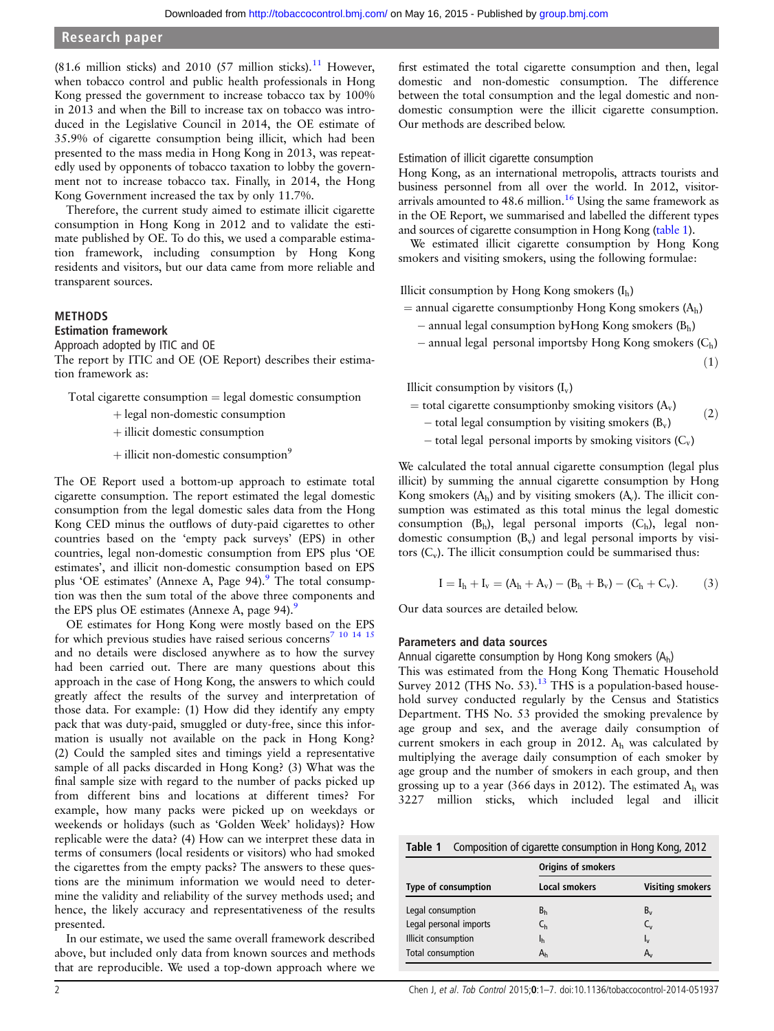(81.6 million sticks) and 2010 (57 million sticks).[11] However, when tobacco control and public health professionals in Hong Kong pressed the government to increase tobacco tax by 100% in 2013 and when the Bill to increase tax on tobacco was introduced in the Legislative Council in 2014, the OE estimate of 35.9% of cigarette consumption being illicit, which had been presented to the mass media in Hong Kong in 2013, was repeatedly used by opponents of tobacco taxation to lobby the government not to increase tobacco tax. Finally, in 2014, the Hong Kong Government increased the tax by only 11.7%.

Therefore, the current study aimed to estimate illicit cigarette consumption in Hong Kong in 2012 and to validate the estimate published by OE. To do this, we used a comparable estimation framework, including consumption by Hong Kong residents and visitors, but our data came from more reliable and transparent sources.

## METHODS

### Estimation framework

#### Approach adopted by ITIC and OE

The report by ITIC and OE (OE Report) describes their estimation framework as:

$$\begin{aligned}\text{Total cigarette consumption} &= \text{legal domestic consumption}\\ &+ \text{legal non-domestic consumption}\\ &+ \text{illicit domestic consumption}\\ &+ \text{illicit non-domestic consumption}\end{aligned}$$ [9]

The OE Report used a bottom-up approach to estimate total cigarette consumption. The report estimated the legal domestic consumption from the legal domestic sales data from the Hong Kong CED minus the outflows of duty-paid cigarettes to other countries based on the 'empty pack surveys' (EPS) in other countries, legal non-domestic consumption from EPS plus 'OE estimates', and illicit non-domestic consumption based on EPS plus 'OE estimates' (Annexe A, Page 94).[9] The total consumption was then the sum total of the above three components and the EPS plus OE estimates (Annexe A, page 94).[9]

OE estimates for Hong Kong were mostly based on the EPS for which previous studies have raised serious concerns[7 10 14 15] and no details were disclosed anywhere as to how the survey had been carried out. There are many questions about this approach in the case of Hong Kong, the answers to which could greatly affect the results of the survey and interpretation of those data. For example: (1) How did they identify any empty pack that was duty-paid, smuggled or duty-free, since this information is usually not available on the pack in Hong Kong? (2) Could the sampled sites and timings yield a representative sample of all packs discarded in Hong Kong? (3) What was the final sample size with regard to the number of packs picked up from different bins and locations at different times? For example, how many packs were picked up on weekdays or weekends or holidays (such as 'Golden Week' holidays)? How replicable were the data? (4) How can we interpret these data in terms of consumers (local residents or visitors) who had smoked the cigarettes from the empty packs? The answers to these questions are the minimum information we would need to determine the validity and reliability of the survey methods used; and hence, the likely accuracy and representativeness of the results presented.

In our estimate, we used the same overall framework described above, but included only data from known sources and methods that are reproducible. We used a top-down approach where we first estimated the total cigarette consumption and then, legal domestic and non-domestic consumption. The difference between the total consumption and the legal domestic and non-domestic consumption were the illicit cigarette consumption. Our methods are described below.

#### Estimation of illicit cigarette consumption

Hong Kong, as an international metropolis, attracts tourists and business personnel from all over the world. In 2012, visitor-arrivals amounted to 48.6 million.[16] Using the same framework as in the OE Report, we summarised and labelled the different types and sources of cigarette consumption in Hong Kong (table 1).

We estimated illicit cigarette consumption by Hong Kong smokers and visiting smokers, using the following formulae:

$$\begin{aligned}&\text{Illicit consumption by Hong Kong smokers } (I_h)\\ &= \text{annual cigarette consumption by Hong Kong smokers } (A_h)\\ &\quad - \text{annual legal consumption by Hong Kong smokers } (B_h)\\ &\quad - \text{annual legal personal imports by Hong Kong smokers } (C_h)\end{aligned} \tag{1}$$

$$\begin{aligned}&\text{Illicit consumption by visitors } (I_v)\\ &= \text{total cigarette consumption by smoking visitors } (A_v)\\ &\quad - \text{total legal consumption by visiting smokers } (B_v)\\ &\quad - \text{total legal personal imports by smoking visitors } (C_v)\end{aligned} \tag{2}$$

We calculated the total annual cigarette consumption (legal plus illicit) by summing the annual cigarette consumption by Hong Kong smokers ($A_h$) and by visiting smokers ($A_v$). The illicit consumption was estimated as this total minus the legal domestic consumption ($B_h$), legal personal imports ($C_h$), legal non-domestic consumption ($B_v$) and legal personal imports by visitors ($C_v$). The illicit consumption could be summarised thus:

$$I = I_h + I_v = (A_h + A_v) - (B_h + B_v) - (C_h + C_v). \tag{3}$$

Our data sources are detailed below.

### Parameters and data sources

#### Annual cigarette consumption by Hong Kong smokers ($A_h$)

This was estimated from the Hong Kong Thematic Household Survey 2012 (THS No. 53).[13] THS is a population-based household survey conducted regularly by the Census and Statistics Department. THS No. 53 provided the smoking prevalence by age group and sex, and the average daily consumption of current smokers in each group in 2012. $A_h$ was calculated by multiplying the average daily consumption of each smoker by age group and the number of smokers in each group, and then grossing up to a year (366 days in 2012). The estimated $A_h$ was 3227 million sticks, which included legal and illicit

**Table 1** Composition of cigarette consumption in Hong Kong, 2012

| | Origins of smokers | |
|---|---|---|
| **Type of consumption** | **Local smokers** | **Visiting smokers** |
| Legal consumption | $B_h$ | $B_v$ |
| Legal personal imports | $C_h$ | $C_v$ |
| Illicit consumption | $I_h$ | $I_v$ |
| Total consumption | $A_h$ | $A_v$ |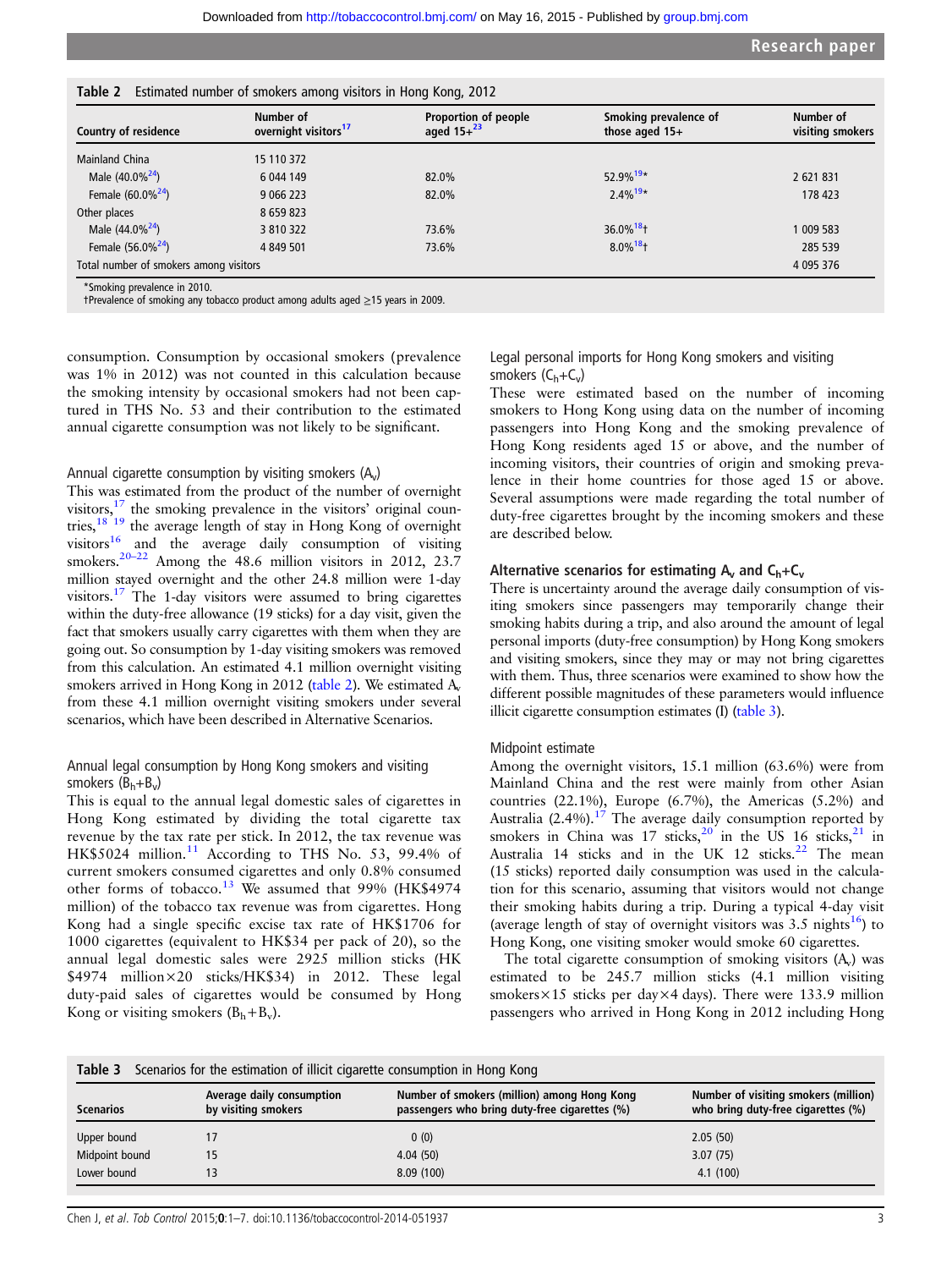**Table 2** Estimated number of smokers among visitors in Hong Kong, 2012

| Country of residence | Number of overnight visitors[17] | Proportion of people aged 15+[23] | Smoking prevalence of those aged 15+ | Number of visiting smokers |
|---|---|---|---|---|
| Mainland China | 15 110 372 | | | |
| Male (40.0%[24]) | 6 044 149 | 82.0% | 52.9%[19]* | 2 621 831 |
| Female (60.0%[24]) | 9 066 223 | 82.0% | 2.4%[19]* | 178 423 |
| Other places | 8 659 823 | | | |
| Male (44.0%[24]) | 3 810 322 | 73.6% | 36.0%[18]† | 1 009 583 |
| Female (56.0%[24]) | 4 849 501 | 73.6% | 8.0%[18]† | 285 539 |
| Total number of smokers among visitors | | | | 4 095 376 |

*Smoking prevalence in 2010.
†Prevalence of smoking any tobacco product among adults aged ≥15 years in 2009.

consumption. Consumption by occasional smokers (prevalence was 1% in 2012) was not counted in this calculation because the smoking intensity by occasional smokers had not been captured in THS No. 53 and their contribution to the estimated annual cigarette consumption was not likely to be significant.

### Annual cigarette consumption by visiting smokers ($A_v$)

This was estimated from the product of the number of overnight visitors,[17] the smoking prevalence in the visitors' original countries,[18 19] the average length of stay in Hong Kong of overnight visitors[16] and the average daily consumption of visiting smokers.[20–22] Among the 48.6 million visitors in 2012, 23.7 million stayed overnight and the other 24.8 million were 1-day visitors.[17] The 1-day visitors were assumed to bring cigarettes within the duty-free allowance (19 sticks) for a day visit, given the fact that smokers usually carry cigarettes with them when they are going out. So consumption by 1-day visiting smokers was removed from this calculation. An estimated 4.1 million overnight visiting smokers arrived in Hong Kong in 2012 (table 2). We estimated $A_v$ from these 4.1 million overnight visiting smokers under several scenarios, which have been described in Alternative Scenarios.

### Annual legal consumption by Hong Kong smokers and visiting smokers ($B_h$+$B_v$)

This is equal to the annual legal domestic sales of cigarettes in Hong Kong estimated by dividing the total cigarette tax revenue by the tax rate per stick. In 2012, the tax revenue was HK$5024 million.[11] According to THS No. 53, 99.4% of current smokers consumed cigarettes and only 0.8% consumed other forms of tobacco.[13] We assumed that 99% (HK$4974 million) of the tobacco tax revenue was from cigarettes. Hong Kong had a single specific excise tax rate of HK$1706 for 1000 cigarettes (equivalent to HK$34 per pack of 20), so the annual legal domestic sales were 2925 million sticks (HK $4974 million×20 sticks/HK$34) in 2012. These legal duty-paid sales of cigarettes would be consumed by Hong Kong or visiting smokers ($B_h$+$B_v$).

### Legal personal imports for Hong Kong smokers and visiting smokers ($C_h$+$C_v$)

These were estimated based on the number of incoming smokers to Hong Kong using data on the number of incoming passengers into Hong Kong and the smoking prevalence of Hong Kong residents aged 15 or above, and the number of incoming visitors, their countries of origin and smoking prevalence in their home countries for those aged 15 or above. Several assumptions were made regarding the total number of duty-free cigarettes brought by the incoming smokers and these are described below.

### Alternative scenarios for estimating $A_v$ and $C_h$+$C_v$

There is uncertainty around the average daily consumption of visiting smokers since passengers may temporarily change their smoking habits during a trip, and also around the amount of legal personal imports (duty-free consumption) by Hong Kong smokers and visiting smokers, since they may or may not bring cigarettes with them. Thus, three scenarios were examined to show how the different possible magnitudes of these parameters would influence illicit cigarette consumption estimates (I) (table 3).

### Midpoint estimate

Among the overnight visitors, 15.1 million (63.6%) were from Mainland China and the rest were mainly from other Asian countries (22.1%), Europe (6.7%), the Americas (5.2%) and Australia (2.4%).[17] The average daily consumption reported by smokers in China was 17 sticks,[20] in the US 16 sticks,[21] in Australia 14 sticks and in the UK 12 sticks.[22] The mean (15 sticks) reported daily consumption was used in the calculation for this scenario, assuming that visitors would not change their smoking habits during a trip. During a typical 4-day visit (average length of stay of overnight visitors was 3.5 nights[16]) to Hong Kong, one visiting smoker would smoke 60 cigarettes.

The total cigarette consumption of smoking visitors ($A_v$) was estimated to be 245.7 million sticks (4.1 million visiting smokers×15 sticks per day×4 days). There were 133.9 million passengers who arrived in Hong Kong in 2012 including Hong

**Table 3** Scenarios for the estimation of illicit cigarette consumption in Hong Kong

| Scenarios | Average daily consumption by visiting smokers | Number of smokers (million) among Hong Kong passengers who bring duty-free cigarettes (%) | Number of visiting smokers (million) who bring duty-free cigarettes (%) |
|---|---|---|---|
| Upper bound | 17 | 0 (0) | 2.05 (50) |
| Midpoint bound | 15 | 4.04 (50) | 3.07 (75) |
| Lower bound | 13 | 8.09 (100) | 4.1 (100) |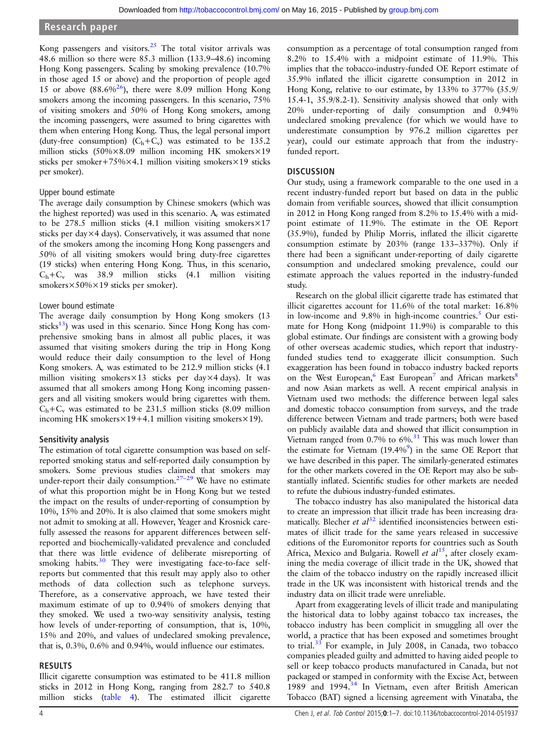Kong passengers and visitors.[25] The total visitor arrivals was 48.6 million so there were 85.3 million (133.9–48.6) incoming Hong Kong passengers. Scaling by smoking prevalence (10.7% in those aged 15 or above) and the proportion of people aged 15 or above (88.6%[26]), there were 8.09 million Hong Kong smokers among the incoming passengers. In this scenario, 75% of visiting smokers and 50% of Hong Kong smokers, among the incoming passengers, were assumed to bring cigarettes with them when entering Hong Kong. Thus, the legal personal import (duty-free consumption) ($C_h+C_v$) was estimated to be 135.2 million sticks (50%×8.09 million incoming HK smokers×19 sticks per smoker+75%×4.1 million visiting smokers×19 sticks per smoker).

### Upper bound estimate

The average daily consumption by Chinese smokers (which was the highest reported) was used in this scenario. $A_v$ was estimated to be 278.5 million sticks (4.1 million visiting smokers×17 sticks per day×4 days). Conservatively, it was assumed that none of the smokers among the incoming Hong Kong passengers and 50% of all visiting smokers would bring duty-free cigarettes (19 sticks) when entering Hong Kong. Thus, in this scenario, $C_h+C_v$ was 38.9 million sticks (4.1 million visiting smokers×50%×19 sticks per smoker).

### Lower bound estimate

The average daily consumption by Hong Kong smokers (13 sticks[13]) was used in this scenario. Since Hong Kong has comprehensive smoking bans in almost all public places, it was assumed that visiting smokers during the trip in Hong Kong would reduce their daily consumption to the level of Hong Kong smokers. $A_v$ was estimated to be 212.9 million sticks (4.1 million visiting smokers×13 sticks per day×4 days). It was assumed that all smokers among Hong Kong incoming passengers and all visiting smokers would bring cigarettes with them. $C_h+C_v$ was estimated to be 231.5 million sticks (8.09 million incoming HK smokers×19+4.1 million visiting smokers×19).

## Sensitivity analysis

The estimation of total cigarette consumption was based on self-reported smoking status and self-reported daily consumption by smokers. Some previous studies claimed that smokers may under-report their daily consumption.[27–29] We have no estimate of what this proportion might be in Hong Kong but we tested the impact on the results of under-reporting of consumption by 10%, 15% and 20%. It is also claimed that some smokers might not admit to smoking at all. However, Yeager and Krosnick carefully assessed the reasons for apparent differences between self-reported and biochemically-validated prevalence and concluded that there was little evidence of deliberate misreporting of smoking habits.[30] They were investigating face-to-face self-reports but commented that this result may apply also to other methods of data collection such as telephone surveys. Therefore, as a conservative approach, we have tested their maximum estimate of up to 0.94% of smokers denying that they smoked. We used a two-way sensitivity analysis, testing how levels of under-reporting of consumption, that is, 10%, 15% and 20%, and values of undeclared smoking prevalence, that is, 0.3%, 0.6% and 0.94%, would influence our estimates.

## RESULTS

Illicit cigarette consumption was estimated to be 411.8 million sticks in 2012 in Hong Kong, ranging from 282.7 to 540.8 million sticks (table 4). The estimated illicit cigarette consumption as a percentage of total consumption ranged from 8.2% to 15.4% with a midpoint estimate of 11.9%. This implies that the tobacco-industry-funded OE Report estimate of 35.9% inflated the illicit cigarette consumption in 2012 in Hong Kong, relative to our estimate, by 133% to 377% (35.9/15.4-1, 35.9/8.2-1). Sensitivity analysis showed that only with 20% under-reporting of daily consumption and 0.94% undeclared smoking prevalence (for which we would have to underestimate consumption by 976.2 million cigarettes per year), could our estimate approach that from the industry-funded report.

## DISCUSSION

Our study, using a framework comparable to the one used in a recent industry-funded report but based on data in the public domain from verifiable sources, showed that illicit consumption in 2012 in Hong Kong ranged from 8.2% to 15.4% with a midpoint estimate of 11.9%. The estimate in the OE Report (35.9%), funded by Philip Morris, inflated the illicit cigarette consumption estimate by 203% (range 133–337%). Only if there had been a significant under-reporting of daily cigarette consumption and undeclared smoking prevalence, could our estimate approach the values reported in the industry-funded study.

Research on the global illicit cigarette trade has estimated that illicit cigarettes account for 11.6% of the total market: 16.8% in low-income and 9.8% in high-income countries.[5] Our estimate for Hong Kong (midpoint 11.9%) is comparable to this global estimate. Our findings are consistent with a growing body of other overseas academic studies, which report that industry-funded studies tend to exaggerate illicit consumption. Such exaggeration has been found in tobacco industry backed reports on the West European,[6] East European[7] and African markets[8] and now Asian markets as well. A recent empirical analysis in Vietnam used two methods: the difference between legal sales and domestic tobacco consumption from surveys, and the trade difference between Vietnam and trade partners; both were based on publicly available data and showed that illicit consumption in Vietnam ranged from 0.7% to 6%.[31] This was much lower than the estimate for Vietnam (19.4%[9]) in the same OE Report that we have described in this paper. The similarly-generated estimates for the other markets covered in the OE Report may also be substantially inflated. Scientific studies for other markets are needed to refute the dubious industry-funded estimates.

The tobacco industry has also manipulated the historical data to create an impression that illicit trade has been increasing dramatically. Blecher *et al*[32] identified inconsistencies between estimates of illicit trade for the same years released in successive editions of the Euromonitor reports for countries such as South Africa, Mexico and Bulgaria. Rowell *et al*[15], after closely examining the media coverage of illicit trade in the UK, showed that the claim of the tobacco industry on the rapidly increased illicit trade in the UK was inconsistent with historical trends and the industry data on illicit trade were unreliable.

Apart from exaggerating levels of illicit trade and manipulating the historical data to lobby against tobacco tax increases, the tobacco industry has been complicit in smuggling all over the world, a practice that has been exposed and sometimes brought to trial.[33] For example, in July 2008, in Canada, two tobacco companies pleaded guilty and admitted to having aided people to sell or keep tobacco products manufactured in Canada, but not packaged or stamped in conformity with the Excise Act, between 1989 and 1994.[34] In Vietnam, even after British American Tobacco (BAT) signed a licensing agreement with Vinataba, the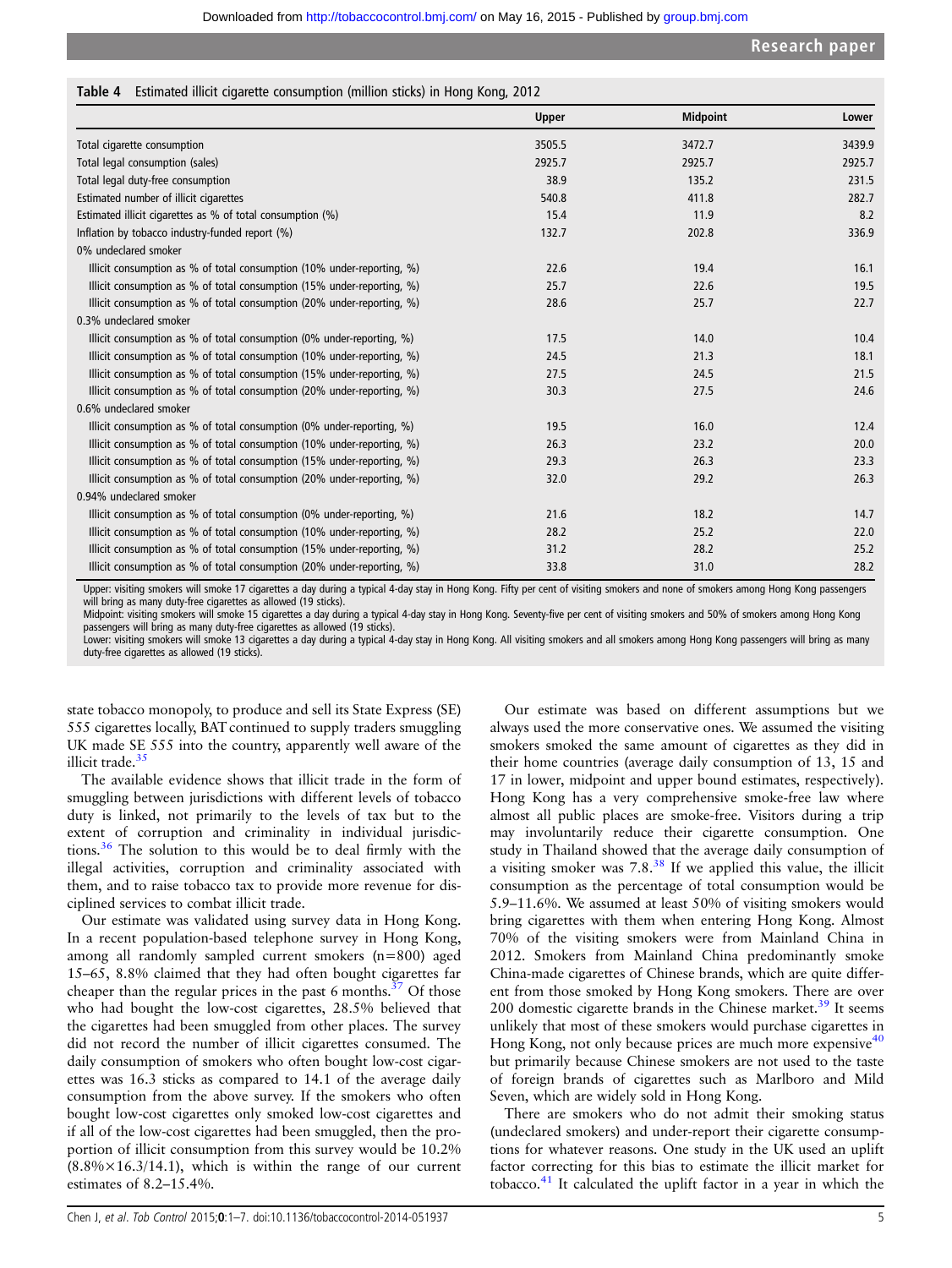**Table 4** Estimated illicit cigarette consumption (million sticks) in Hong Kong, 2012

| | Upper | Midpoint | Lower |
|---|---|---|---|
| Total cigarette consumption | 3505.5 | 3472.7 | 3439.9 |
| Total legal consumption (sales) | 2925.7 | 2925.7 | 2925.7 |
| Total legal duty-free consumption | 38.9 | 135.2 | 231.5 |
| Estimated number of illicit cigarettes | 540.8 | 411.8 | 282.7 |
| Estimated illicit cigarettes as % of total consumption (%) | 15.4 | 11.9 | 8.2 |
| Inflation by tobacco industry-funded report (%) | 132.7 | 202.8 | 336.9 |
| 0% undeclared smoker | | | |
| Illicit consumption as % of total consumption (10% under-reporting, %) | 22.6 | 19.4 | 16.1 |
| Illicit consumption as % of total consumption (15% under-reporting, %) | 25.7 | 22.6 | 19.5 |
| Illicit consumption as % of total consumption (20% under-reporting, %) | 28.6 | 25.7 | 22.7 |
| 0.3% undeclared smoker | | | |
| Illicit consumption as % of total consumption (0% under-reporting, %) | 17.5 | 14.0 | 10.4 |
| Illicit consumption as % of total consumption (10% under-reporting, %) | 24.5 | 21.3 | 18.1 |
| Illicit consumption as % of total consumption (15% under-reporting, %) | 27.5 | 24.5 | 21.5 |
| Illicit consumption as % of total consumption (20% under-reporting, %) | 30.3 | 27.5 | 24.6 |
| 0.6% undeclared smoker | | | |
| Illicit consumption as % of total consumption (0% under-reporting, %) | 19.5 | 16.0 | 12.4 |
| Illicit consumption as % of total consumption (10% under-reporting, %) | 26.3 | 23.2 | 20.0 |
| Illicit consumption as % of total consumption (15% under-reporting, %) | 29.3 | 26.3 | 23.3 |
| Illicit consumption as % of total consumption (20% under-reporting, %) | 32.0 | 29.2 | 26.3 |
| 0.94% undeclared smoker | | | |
| Illicit consumption as % of total consumption (0% under-reporting, %) | 21.6 | 18.2 | 14.7 |
| Illicit consumption as % of total consumption (10% under-reporting, %) | 28.2 | 25.2 | 22.0 |
| Illicit consumption as % of total consumption (15% under-reporting, %) | 31.2 | 28.2 | 25.2 |
| Illicit consumption as % of total consumption (20% under-reporting, %) | 33.8 | 31.0 | 28.2 |

Upper: visiting smokers will smoke 17 cigarettes a day during a typical 4-day stay in Hong Kong. Fifty per cent of visiting smokers and none of smokers among Hong Kong passengers will bring as many duty-free cigarettes as allowed (19 sticks).
Midpoint: visiting smokers will smoke 15 cigarettes a day during a typical 4-day stay in Hong Kong. Seventy-five per cent of visiting smokers and 50% of smokers among Hong Kong passengers will bring as many duty-free cigarettes as allowed (19 sticks).
Lower: visiting smokers will smoke 13 cigarettes a day during a typical 4-day stay in Hong Kong. All visiting smokers and all smokers among Hong Kong passengers will bring as many duty-free cigarettes as allowed (19 sticks).

state tobacco monopoly, to produce and sell its State Express (SE) 555 cigarettes locally, BAT continued to supply traders smuggling UK made SE 555 into the country, apparently well aware of the illicit trade.[35]

The available evidence shows that illicit trade in the form of smuggling between jurisdictions with different levels of tobacco duty is linked, not primarily to the levels of tax but to the extent of corruption and criminality in individual jurisdictions.[36] The solution to this would be to deal firmly with the illegal activities, corruption and criminality associated with them, and to raise tobacco tax to provide more revenue for disciplined services to combat illicit trade.

Our estimate was validated using survey data in Hong Kong. In a recent population-based telephone survey in Hong Kong, among all randomly sampled current smokers (n=800) aged 15–65, 8.8% claimed that they had often bought cigarettes far cheaper than the regular prices in the past 6 months.[37] Of those who had bought the low-cost cigarettes, 28.5% believed that the cigarettes had been smuggled from other places. The survey did not record the number of illicit cigarettes consumed. The daily consumption of smokers who often bought low-cost cigarettes was 16.3 sticks as compared to 14.1 of the average daily consumption from the above survey. If the smokers who often bought low-cost cigarettes only smoked low-cost cigarettes and if all of the low-cost cigarettes had been smuggled, then the proportion of illicit consumption from this survey would be 10.2% (8.8%×16.3/14.1), which is within the range of our current estimates of 8.2–15.4%.

Our estimate was based on different assumptions but we always used the more conservative ones. We assumed the visiting smokers smoked the same amount of cigarettes as they did in their home countries (average daily consumption of 13, 15 and 17 in lower, midpoint and upper bound estimates, respectively). Hong Kong has a very comprehensive smoke-free law where almost all public places are smoke-free. Visitors during a trip may involuntarily reduce their cigarette consumption. One study in Thailand showed that the average daily consumption of a visiting smoker was 7.8.[38] If we applied this value, the illicit consumption as the percentage of total consumption would be 5.9–11.6%. We assumed at least 50% of visiting smokers would bring cigarettes with them when entering Hong Kong. Almost 70% of the visiting smokers were from Mainland China in 2012. Smokers from Mainland China predominantly smoke China-made cigarettes of Chinese brands, which are quite different from those smoked by Hong Kong smokers. There are over 200 domestic cigarette brands in the Chinese market.[39] It seems unlikely that most of these smokers would purchase cigarettes in Hong Kong, not only because prices are much more expensive[40] but primarily because Chinese smokers are not used to the taste of foreign brands of cigarettes such as Marlboro and Mild Seven, which are widely sold in Hong Kong.

There are smokers who do not admit their smoking status (undeclared smokers) and under-report their cigarette consumptions for whatever reasons. One study in the UK used an uplift factor correcting for this bias to estimate the illicit market for tobacco.[41] It calculated the uplift factor in a year in which the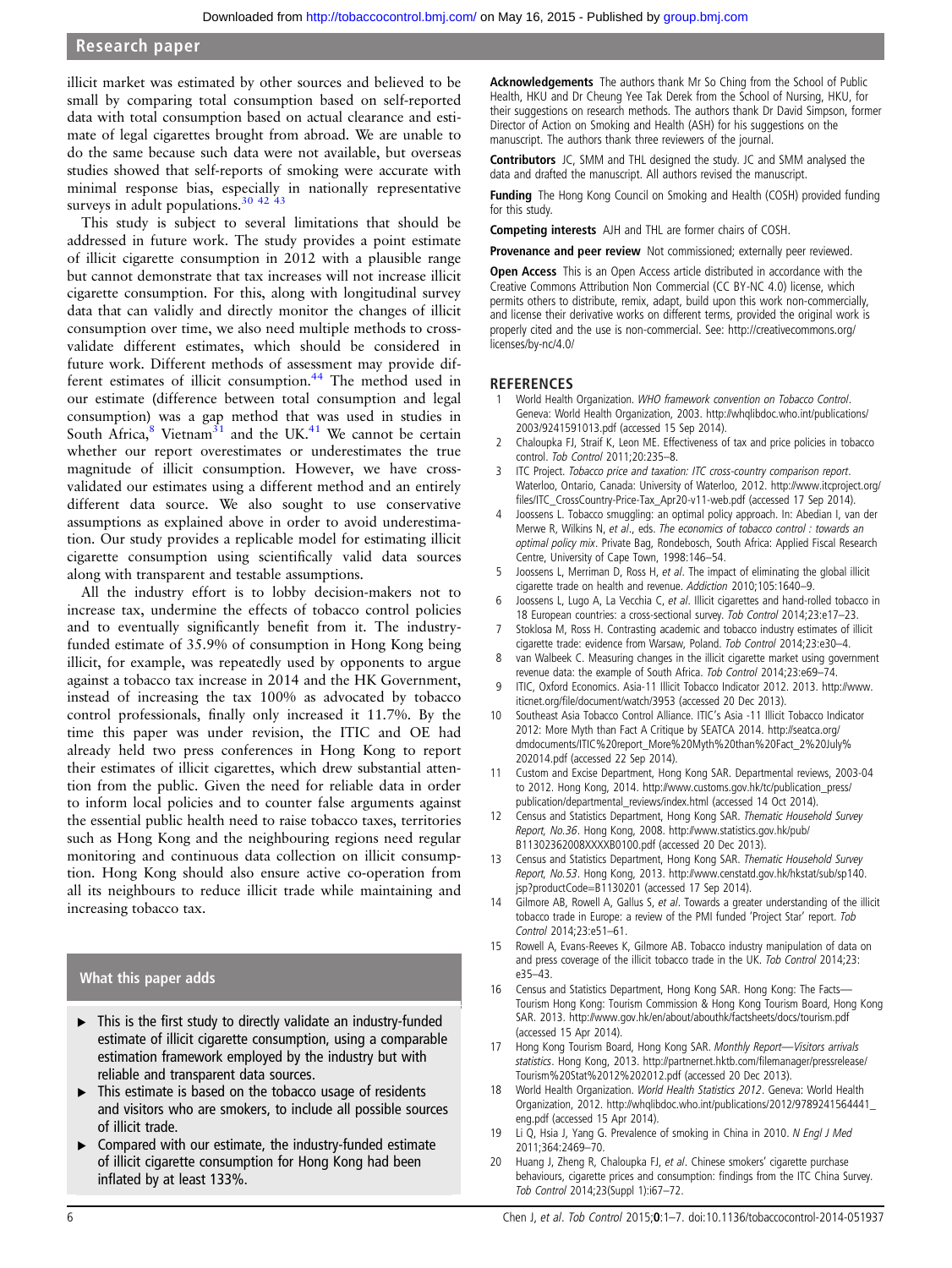illicit market was estimated by other sources and believed to be small by comparing total consumption based on self-reported data with total consumption based on actual clearance and estimate of legal cigarettes brought from abroad. We are unable to do the same because such data were not available, but overseas studies showed that self-reports of smoking were accurate with minimal response bias, especially in nationally representative surveys in adult populations.[30 42 43]

This study is subject to several limitations that should be addressed in future work. The study provides a point estimate of illicit cigarette consumption in 2012 with a plausible range but cannot demonstrate that tax increases will not increase illicit cigarette consumption. For this, along with longitudinal survey data that can validly and directly monitor the changes of illicit consumption over time, we also need multiple methods to cross-validate different estimates, which should be considered in future work. Different methods of assessment may provide different estimates of illicit consumption.[44] The method used in our estimate (difference between total consumption and legal consumption) was a gap method that was used in studies in South Africa,[8] Vietnam[31] and the UK.[41] We cannot be certain whether our report overestimates or underestimates the true magnitude of illicit consumption. However, we have cross-validated our estimates using a different method and an entirely different data source. We also sought to use conservative assumptions as explained above in order to avoid underestimation. Our study provides a replicable model for estimating illicit cigarette consumption using scientifically valid data sources along with transparent and testable assumptions.

All the industry effort is to lobby decision-makers not to increase tax, undermine the effects of tobacco control policies and to eventually significantly benefit from it. The industry-funded estimate of 35.9% of consumption in Hong Kong being illicit, for example, was repeatedly used by opponents to argue against a tobacco tax increase in 2014 and the HK Government, instead of increasing the tax 100% as advocated by tobacco control professionals, finally only increased it 11.7%. By the time this paper was under revision, the ITIC and OE had already held two press conferences in Hong Kong to report their estimates of illicit cigarettes, which drew substantial attention from the public. Given the need for reliable data in order to inform local policies and to counter false arguments against the essential public health need to raise tobacco taxes, territories such as Hong Kong and the neighbouring regions need regular monitoring and continuous data collection on illicit consumption. Hong Kong should also ensure active co-operation from all its neighbours to reduce illicit trade while maintaining and increasing tobacco tax.

### What this paper adds

- This is the first study to directly validate an industry-funded estimate of illicit cigarette consumption, using a comparable estimation framework employed by the industry but with reliable and transparent data sources.
- This estimate is based on the tobacco usage of residents and visitors who are smokers, to include all possible sources of illicit trade.
- Compared with our estimate, the industry-funded estimate of illicit cigarette consumption for Hong Kong had been inflated by at least 133%.

**Acknowledgements** The authors thank Mr So Ching from the School of Public Health, HKU and Dr Cheung Yee Tak Derek from the School of Nursing, HKU, for their suggestions on research methods. The authors thank Dr David Simpson, former Director of Action on Smoking and Health (ASH) for his suggestions on the manuscript. The authors thank three reviewers of the journal.

**Contributors** JC, SMM and THL designed the study. JC and SMM analysed the data and drafted the manuscript. All authors revised the manuscript.

**Funding** The Hong Kong Council on Smoking and Health (COSH) provided funding for this study.

**Competing interests** AJH and THL are former chairs of COSH.

**Provenance and peer review** Not commissioned; externally peer reviewed.

**Open Access** This is an Open Access article distributed in accordance with the Creative Commons Attribution Non Commercial (CC BY-NC 4.0) license, which permits others to distribute, remix, adapt, build upon this work non-commercially, and license their derivative works on different terms, provided the original work is properly cited and the use is non-commercial. See: http://creativecommons.org/licenses/by-nc/4.0/

## REFERENCES

1. World Health Organization. *WHO framework convention on Tobacco Control*. Geneva: World Health Organization, 2003. http://whqlibdoc.who.int/publications/2003/9241591013.pdf (accessed 15 Sep 2014).
2. Chaloupka FJ, Straif K, Leon ME. Effectiveness of tax and price policies in tobacco control. *Tob Control* 2011;20:235–8.
3. ITC Project. *Tobacco price and taxation: ITC cross-country comparison report*. Waterloo, Ontario, Canada: University of Waterloo, 2012. http://www.itcproject.org/files/ITC_CrossCountry-Price-Tax_Apr20-v11-web.pdf (accessed 17 Sep 2014).
4. Joossens L. Tobacco smuggling: an optimal policy approach. In: Abedian I, van der Merwe R, Wilkins N, *et al*., eds. *The economics of tobacco control : towards an optimal policy mix*. Private Bag, Rondebosch, South Africa: Applied Fiscal Research Centre, University of Cape Town, 1998:146–54.
5. Joossens L, Merriman D, Ross H, *et al*. The impact of eliminating the global illicit cigarette trade on health and revenue. *Addiction* 2010;105:1640–9.
6. Joossens L, Lugo A, La Vecchia C, *et al*. Illicit cigarettes and hand-rolled tobacco in 18 European countries: a cross-sectional survey. *Tob Control* 2014;23:e17–23.
7. Stoklosa M, Ross H. Contrasting academic and tobacco industry estimates of illicit cigarette trade: evidence from Warsaw, Poland. *Tob Control* 2014;23:e30–4.
8. van Walbeek C. Measuring changes in the illicit cigarette market using government revenue data: the example of South Africa. *Tob Control* 2014;23:e69–74.
9. ITIC, Oxford Economics. Asia-11 Illicit Tobacco Indicator 2012. 2013. http://www.iticnet.org/file/document/watch/3953 (accessed 20 Dec 2013).
10. Southeast Asia Tobacco Control Alliance. ITIC's Asia -11 Illicit Tobacco Indicator 2012: More Myth than Fact A Critique by SEATCA 2014. http://seatca.org/dmdocuments/ITIC%20report_More%20Myth%20than%20Fact_2%20July%202014.pdf (accessed 22 Sep 2014).
11. Custom and Excise Department, Hong Kong SAR. Departmental reviews, 2003-04 to 2012. Hong Kong, 2014. http://www.customs.gov.hk/tc/publication_press/publication/departmental_reviews/index.html (accessed 14 Oct 2014).
12. Census and Statistics Department, Hong Kong SAR. *Thematic Household Survey Report, No.36*. Hong Kong, 2008. http://www.statistics.gov.hk/pub/B11302362008XXXXB0100.pdf (accessed 20 Dec 2013).
13. Census and Statistics Department, Hong Kong SAR. *Thematic Household Survey Report, No.53*. Hong Kong, 2013. http://www.censtatd.gov.hk/hkstat/sub/sp140.jsp?productCode=B1130201 (accessed 17 Sep 2014).
14. Gilmore AB, Rowell A, Gallus S, *et al*. Towards a greater understanding of the illicit tobacco trade in Europe: a review of the PMI funded 'Project Star' report. *Tob Control* 2014;23:e51–61.
15. Rowell A, Evans-Reeves K, Gilmore AB. Tobacco industry manipulation of data on and press coverage of the illicit tobacco trade in the UK. *Tob Control* 2014;23:e35–43.
16. Census and Statistics Department, Hong Kong SAR. Hong Kong: The Facts—Tourism Hong Kong: Tourism Commission & Hong Kong Tourism Board, Hong Kong SAR. 2013. http://www.gov.hk/en/about/abouthk/factsheets/docs/tourism.pdf (accessed 15 Apr 2014).
17. Hong Kong Tourism Board, Hong Kong SAR. *Monthly Report—Visitors arrivals statistics*. Hong Kong, 2013. http://partnernet.hktb.com/filemanager/pressrelease/Tourism%20Stat%2012%202012.pdf (accessed 20 Dec 2013).
18. World Health Organization. *World Health Statistics 2012*. Geneva: World Health Organization, 2012. http://whqlibdoc.who.int/publications/2012/9789241564441_eng.pdf (accessed 15 Apr 2014).
19. Li Q, Hsia J, Yang G. Prevalence of smoking in China in 2010. *N Engl J Med* 2011;364:2469–70.
20. Huang J, Zheng R, Chaloupka FJ, *et al*. Chinese smokers' cigarette purchase behaviours, cigarette prices and consumption: findings from the ITC China Survey. *Tob Control* 2014;23(Suppl 1):i67–72.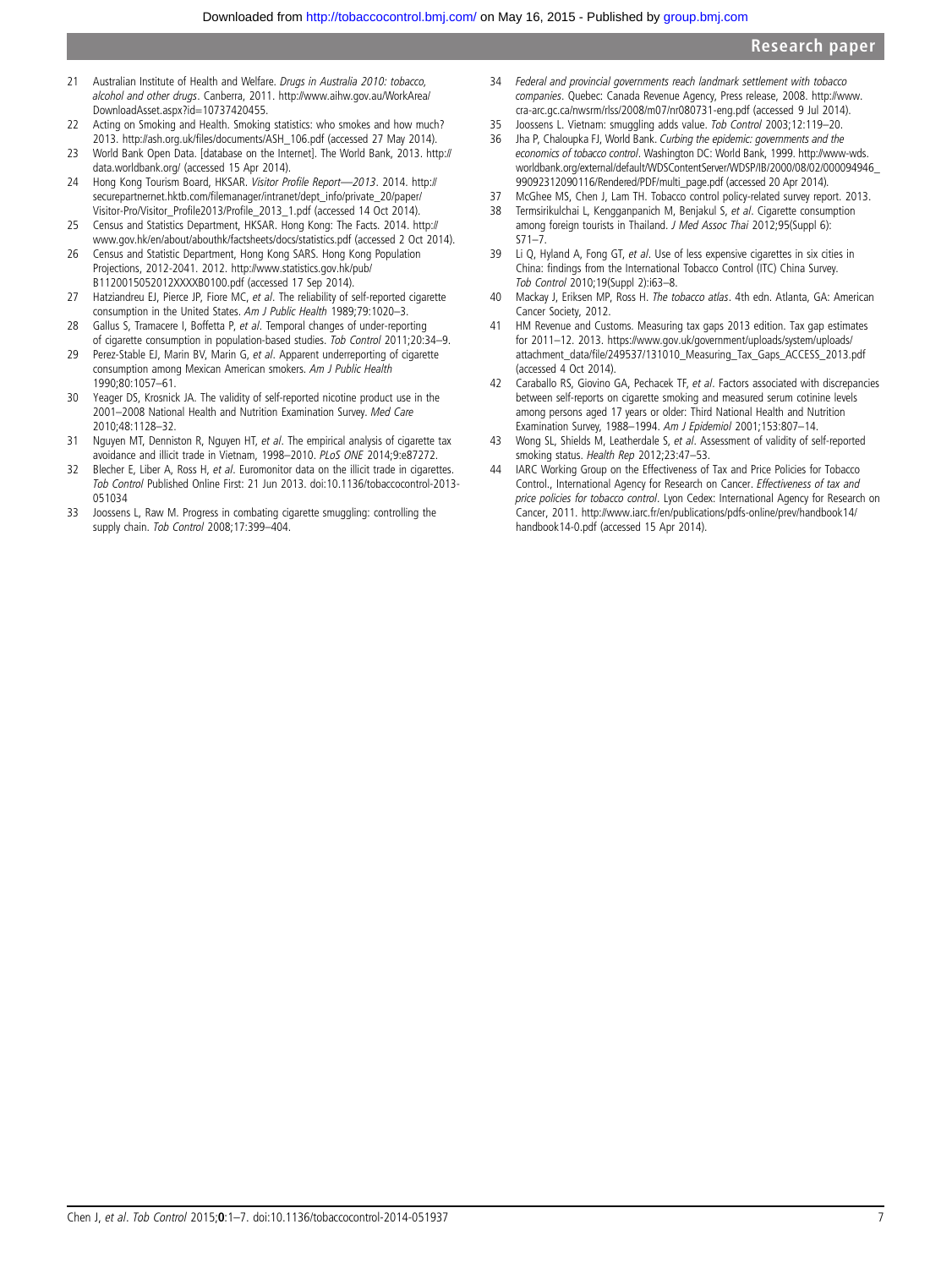21 Australian Institute of Health and Welfare. *Drugs in Australia 2010: tobacco, alcohol and other drugs*. Canberra, 2011. http://www.aihw.gov.au/WorkArea/DownloadAsset.aspx?id=10737420455.

22 Acting on Smoking and Health. Smoking statistics: who smokes and how much? 2013. http://ash.org.uk/files/documents/ASH_106.pdf (accessed 27 May 2014).

23 World Bank Open Data. [database on the Internet]. The World Bank, 2013. http://data.worldbank.org/ (accessed 15 Apr 2014).

24 Hong Kong Tourism Board, HKSAR. *Visitor Profile Report—2013*. 2014. http://securepartnernet.hktb.com/filemanager/intranet/dept_info/private_20/paper/Visitor-Pro/Visitor_Profile2013/Profile_2013_1.pdf (accessed 14 Oct 2014).

25 Census and Statistics Department, HKSAR. Hong Kong: The Facts. 2014. http://www.gov.hk/en/about/abouthk/factsheets/docs/statistics.pdf (accessed 2 Oct 2014).

26 Census and Statistic Department, Hong Kong SARS. Hong Kong Population Projections, 2012-2041. 2012. http://www.statistics.gov.hk/pub/B1120015052012XXXXB0100.pdf (accessed 17 Sep 2014).

27 Hatziandreu EJ, Pierce JP, Fiore MC, *et al*. The reliability of self-reported cigarette consumption in the United States. *Am J Public Health* 1989;79:1020–3.

28 Gallus S, Tramacere I, Boffetta P, *et al*. Temporal changes of under-reporting of cigarette consumption in population-based studies. *Tob Control* 2011;20:34–9.

29 Perez-Stable EJ, Marin BV, Marin G, *et al*. Apparent underreporting of cigarette consumption among Mexican American smokers. *Am J Public Health* 1990;80:1057–61.

30 Yeager DS, Krosnick JA. The validity of self-reported nicotine product use in the 2001–2008 National Health and Nutrition Examination Survey. *Med Care* 2010;48:1128–32.

31 Nguyen MT, Denniston R, Nguyen HT, *et al*. The empirical analysis of cigarette tax avoidance and illicit trade in Vietnam, 1998–2010. *PLoS ONE* 2014;9:e87272.

32 Blecher E, Liber A, Ross H, *et al*. Euromonitor data on the illicit trade in cigarettes. *Tob Control* Published Online First: 21 Jun 2013. doi:10.1136/tobaccocontrol-2013-051034

33 Joossens L, Raw M. Progress in combating cigarette smuggling: controlling the supply chain. *Tob Control* 2008;17:399–404.

34 *Federal and provincial governments reach landmark settlement with tobacco companies*. Quebec: Canada Revenue Agency, Press release, 2008. http://www.cra-arc.gc.ca/nwsrm/rlss/2008/m07/nr080731-eng.pdf (accessed 9 Jul 2014).

35 Joossens L. Vietnam: smuggling adds value. *Tob Control* 2003;12:119–20.

36 Jha P, Chaloupka FJ, World Bank. *Curbing the epidemic: governments and the economics of tobacco control*. Washington DC: World Bank, 1999. http://www-wds.worldbank.org/external/default/WDSContentServer/WDSP/IB/2000/08/02/000094946_99092312090116/Rendered/PDF/multi_page.pdf (accessed 20 Apr 2014).

37 McGhee MS, Chen J, Lam TH. Tobacco control policy-related survey report. 2013.

38 Termsirikulchai L, Kengganpanich M, Benjakul S, *et al*. Cigarette consumption among foreign tourists in Thailand. *J Med Assoc Thai* 2012;95(Suppl 6):S71–7.

39 Li Q, Hyland A, Fong GT, *et al*. Use of less expensive cigarettes in six cities in China: findings from the International Tobacco Control (ITC) China Survey. *Tob Control* 2010;19(Suppl 2):i63–8.

40 Mackay J, Eriksen MP, Ross H. *The tobacco atlas*. 4th edn. Atlanta, GA: American Cancer Society, 2012.

41 HM Revenue and Customs. Measuring tax gaps 2013 edition. Tax gap estimates for 2011–12. 2013. https://www.gov.uk/government/uploads/system/uploads/attachment_data/file/249537/131010_Measuring_Tax_Gaps_ACCESS_2013.pdf (accessed 4 Oct 2014).

42 Caraballo RS, Giovino GA, Pechacek TF, *et al*. Factors associated with discrepancies between self-reports on cigarette smoking and measured serum cotinine levels among persons aged 17 years or older: Third National Health and Nutrition Examination Survey, 1988–1994. *Am J Epidemiol* 2001;153:807–14.

43 Wong SL, Shields M, Leatherdale S, *et al*. Assessment of validity of self-reported smoking status. *Health Rep* 2012;23:47–53.

44 IARC Working Group on the Effectiveness of Tax and Price Policies for Tobacco Control., International Agency for Research on Cancer. *Effectiveness of tax and price policies for tobacco control*. Lyon Cedex: International Agency for Research on Cancer, 2011. http://www.iarc.fr/en/publications/pdfs-online/prev/handbook14/handbook14-0.pdf (accessed 15 Apr 2014).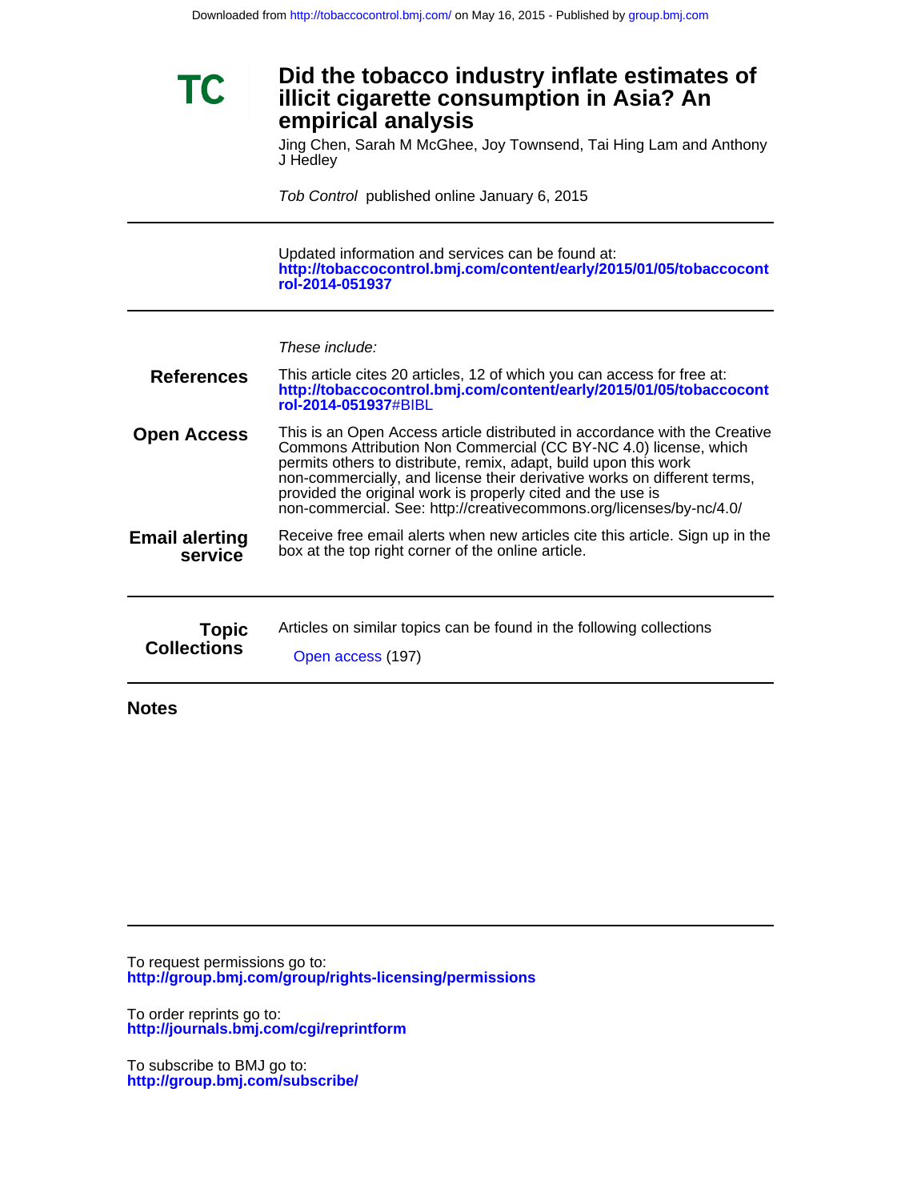TC

# Did the tobacco industry inflate estimates of illicit cigarette consumption in Asia? An empirical analysis

Jing Chen, Sarah M McGhee, Joy Townsend, Tai Hing Lam and Anthony J Hedley

*Tob Control* published online January 6, 2015

Updated information and services can be found at:
**http://tobaccocontrol.bmj.com/content/early/2015/01/05/tobaccocontrol-2014-051937**

*These include:*

**References**

This article cites 20 articles, 12 of which you can access for free at:
**http://tobaccocontrol.bmj.com/content/early/2015/01/05/tobaccocontrol-2014-051937**#BIBL

**Open Access**

This is an Open Access article distributed in accordance with the Creative Commons Attribution Non Commercial (CC BY-NC 4.0) license, which permits others to distribute, remix, adapt, build upon this work non-commercially, and license their derivative works on different terms, provided the original work is properly cited and the use is non-commercial. See: http://creativecommons.org/licenses/by-nc/4.0/

**Email alerting service**

Receive free email alerts when new articles cite this article. Sign up in the box at the top right corner of the online article.

**Topic Collections**

Articles on similar topics can be found in the following collections

Open access (197)

## Notes

To request permissions go to:
**http://group.bmj.com/group/rights-licensing/permissions**

To order reprints go to:
**http://journals.bmj.com/cgi/reprintform**

To subscribe to BMJ go to:
**http://group.bmj.com/subscribe/**